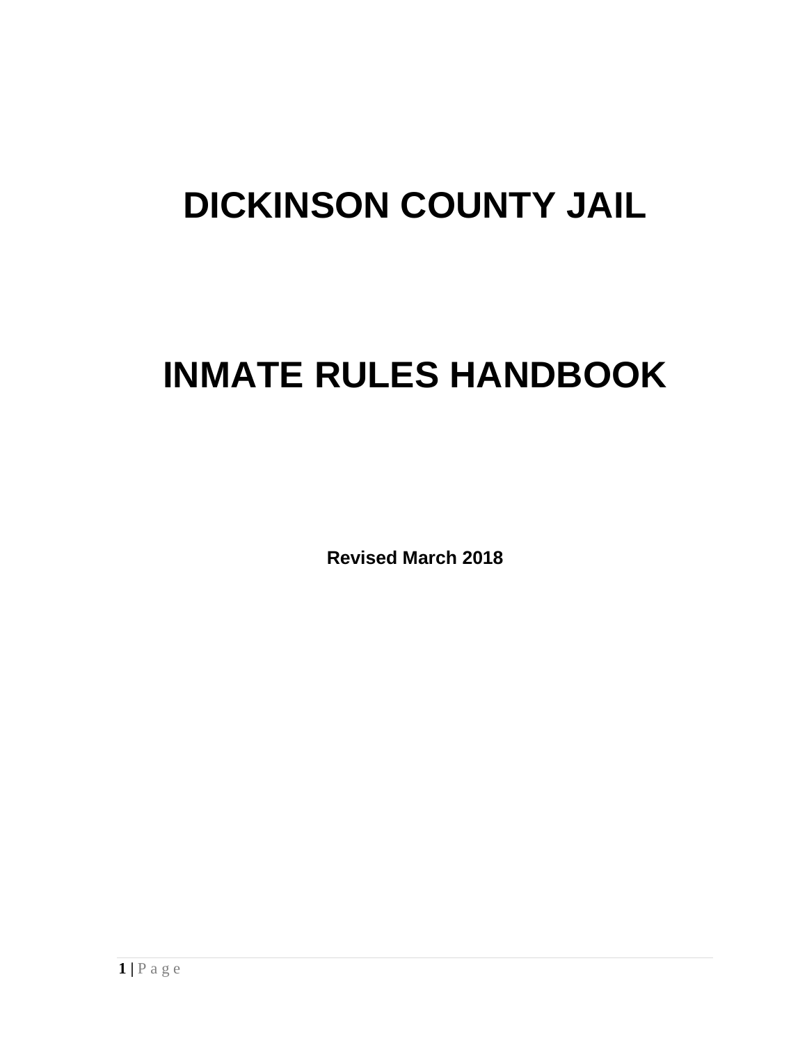# DICKINSON COUNTY JAIL

# INMATE RULES HANDBOOK

**Revised March 2018**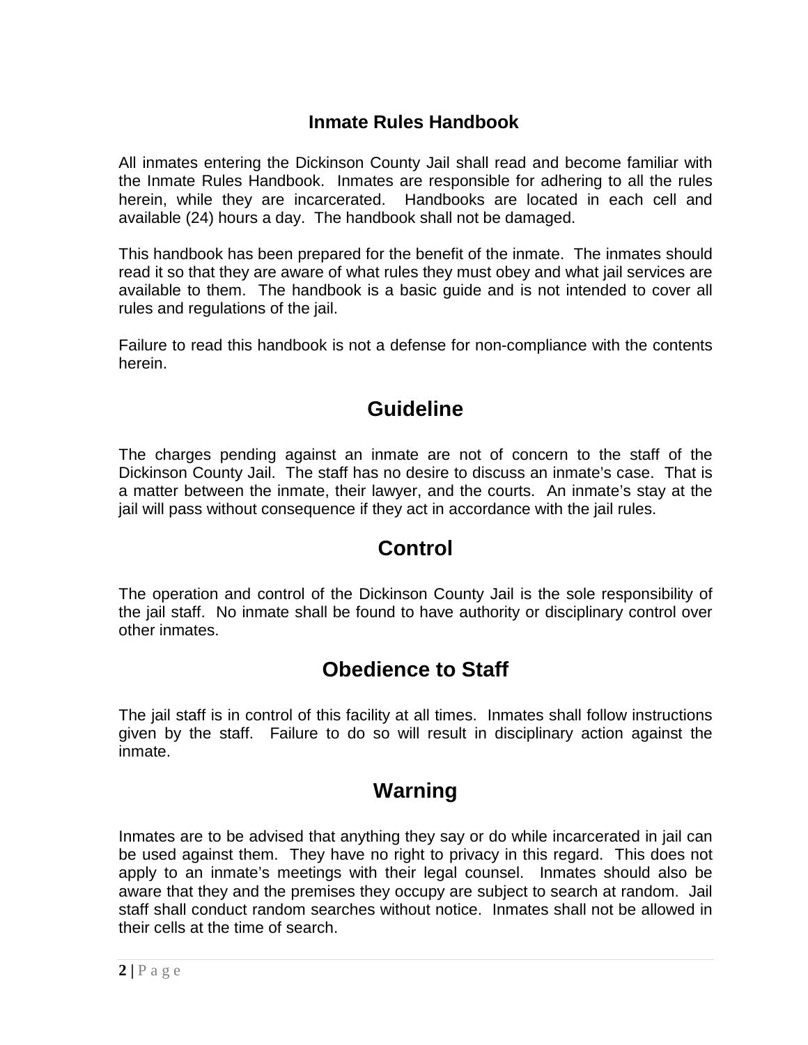## Inmate Rules Handbook

All inmates entering the Dickinson County Jail shall read and become familiar with the Inmate Rules Handbook. Inmates are responsible for adhering to all the rules herein, while they are incarcerated. Handbooks are located in each cell and available (24) hours a day. The handbook shall not be damaged.

This handbook has been prepared for the benefit of the inmate. The inmates should read it so that they are aware of what rules they must obey and what jail services are available to them. The handbook is a basic guide and is not intended to cover all rules and regulations of the jail.

Failure to read this handbook is not a defense for non-compliance with the contents herein.

# Guideline

The charges pending against an inmate are not of concern to the staff of the Dickinson County Jail. The staff has no desire to discuss an inmate's case. That is a matter between the inmate, their lawyer, and the courts. An inmate's stay at the jail will pass without consequence if they act in accordance with the jail rules.

# Control

The operation and control of the Dickinson County Jail is the sole responsibility of the jail staff. No inmate shall be found to have authority or disciplinary control over other inmates.

# Obedience to Staff

The jail staff is in control of this facility at all times. Inmates shall follow instructions given by the staff. Failure to do so will result in disciplinary action against the inmate.

# Warning

Inmates are to be advised that anything they say or do while incarcerated in jail can be used against them. They have no right to privacy in this regard. This does not apply to an inmate's meetings with their legal counsel. Inmates should also be aware that they and the premises they occupy are subject to search at random. Jail staff shall conduct random searches without notice. Inmates shall not be allowed in their cells at the time of search.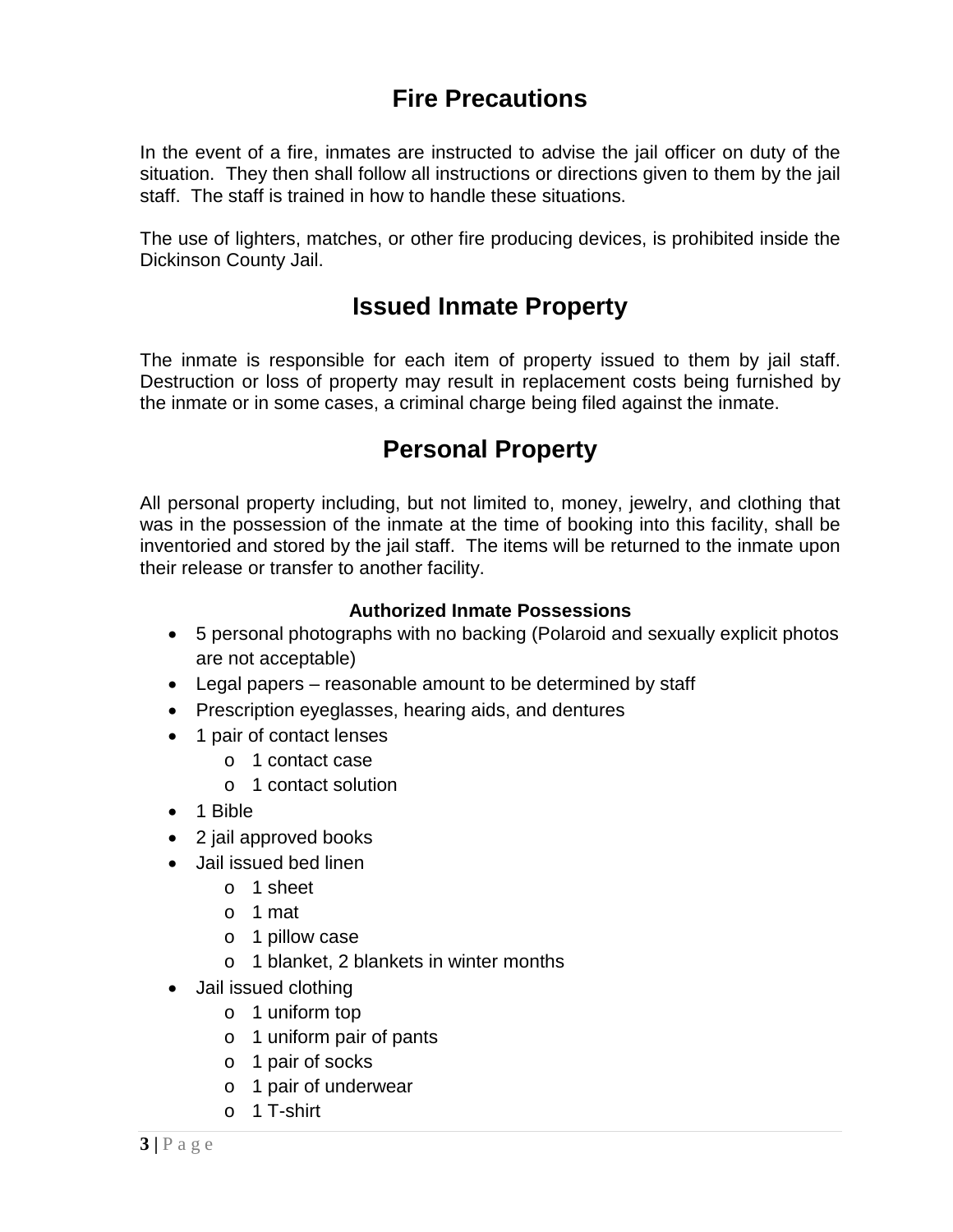## Fire Precautions

In the event of a fire, inmates are instructed to advise the jail officer on duty of the situation. They then shall follow all instructions or directions given to them by the jail staff. The staff is trained in how to handle these situations.

The use of lighters, matches, or other fire producing devices, is prohibited inside the Dickinson County Jail.

## Issued Inmate Property

The inmate is responsible for each item of property issued to them by jail staff. Destruction or loss of property may result in replacement costs being furnished by the inmate or in some cases, a criminal charge being filed against the inmate.

## Personal Property

All personal property including, but not limited to, money, jewelry, and clothing that was in the possession of the inmate at the time of booking into this facility, shall be inventoried and stored by the jail staff. The items will be returned to the inmate upon their release or transfer to another facility.

**Authorized Inmate Possessions**

- 5 personal photographs with no backing (Polaroid and sexually explicit photos are not acceptable)
- Legal papers – reasonable amount to be determined by staff
- Prescription eyeglasses, hearing aids, and dentures
- 1 pair of contact lenses
  - 1 contact case
  - 1 contact solution
- 1 Bible
- 2 jail approved books
- Jail issued bed linen
  - 1 sheet
  - 1 mat
  - 1 pillow case
  - 1 blanket, 2 blankets in winter months
- Jail issued clothing
  - 1 uniform top
  - 1 uniform pair of pants
  - 1 pair of socks
  - 1 pair of underwear
  - 1 T-shirt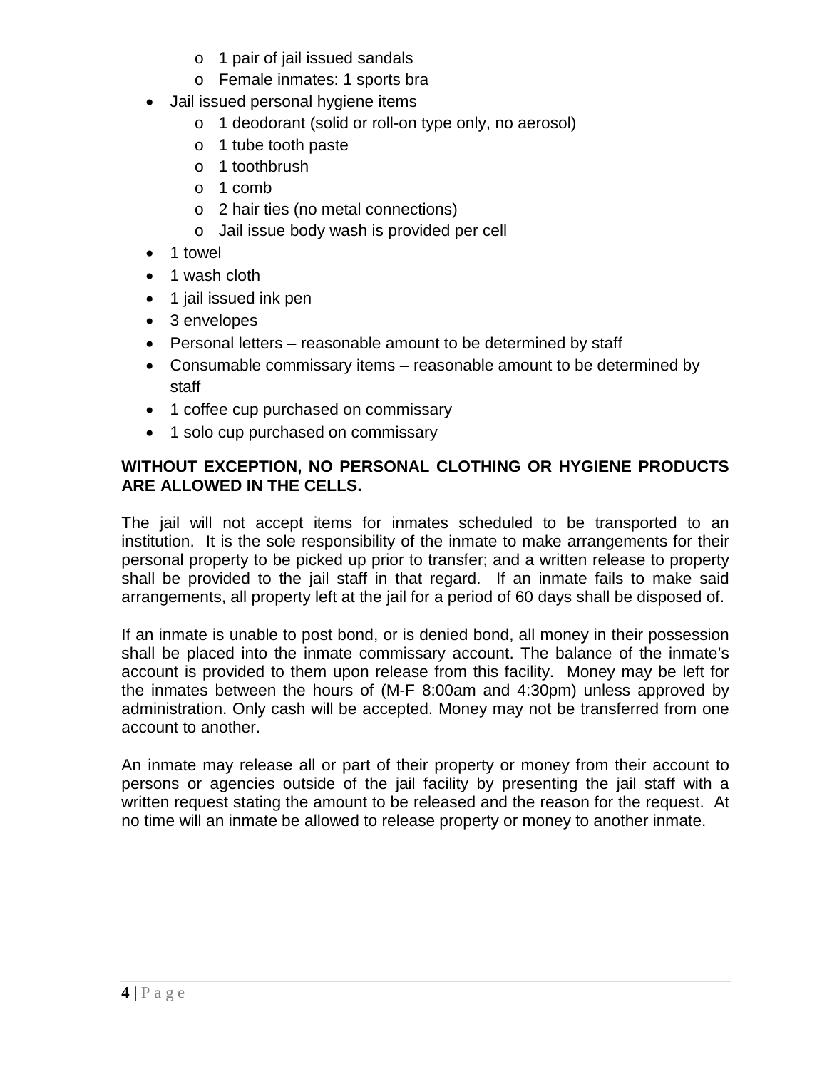- 1 pair of jail issued sandals
    - Female inmates: 1 sports bra
- Jail issued personal hygiene items
    - 1 deodorant (solid or roll-on type only, no aerosol)
    - 1 tube tooth paste
    - 1 toothbrush
    - 1 comb
    - 2 hair ties (no metal connections)
    - Jail issue body wash is provided per cell
- 1 towel
- 1 wash cloth
- 1 jail issued ink pen
- 3 envelopes
- Personal letters – reasonable amount to be determined by staff
- Consumable commissary items – reasonable amount to be determined by staff
- 1 coffee cup purchased on commissary
- 1 solo cup purchased on commissary

**WITHOUT EXCEPTION, NO PERSONAL CLOTHING OR HYGIENE PRODUCTS ARE ALLOWED IN THE CELLS.**

The jail will not accept items for inmates scheduled to be transported to an institution. It is the sole responsibility of the inmate to make arrangements for their personal property to be picked up prior to transfer; and a written release to property shall be provided to the jail staff in that regard. If an inmate fails to make said arrangements, all property left at the jail for a period of 60 days shall be disposed of.

If an inmate is unable to post bond, or is denied bond, all money in their possession shall be placed into the inmate commissary account. The balance of the inmate's account is provided to them upon release from this facility. Money may be left for the inmates between the hours of (M-F 8:00am and 4:30pm) unless approved by administration. Only cash will be accepted. Money may not be transferred from one account to another.

An inmate may release all or part of their property or money from their account to persons or agencies outside of the jail facility by presenting the jail staff with a written request stating the amount to be released and the reason for the request. At no time will an inmate be allowed to release property or money to another inmate.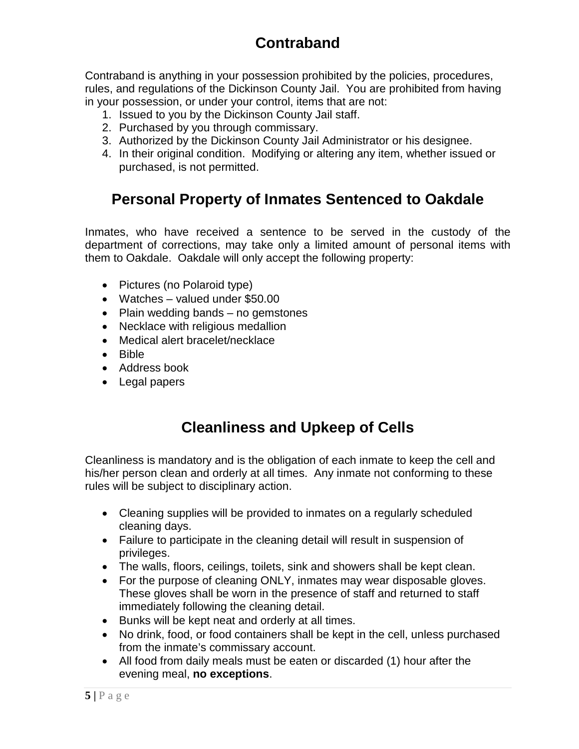# Contraband

Contraband is anything in your possession prohibited by the policies, procedures, rules, and regulations of the Dickinson County Jail. You are prohibited from having in your possession, or under your control, items that are not:

1. Issued to you by the Dickinson County Jail staff.
2. Purchased by you through commissary.
3. Authorized by the Dickinson County Jail Administrator or his designee.
4. In their original condition. Modifying or altering any item, whether issued or purchased, is not permitted.

# Personal Property of Inmates Sentenced to Oakdale

Inmates, who have received a sentence to be served in the custody of the department of corrections, may take only a limited amount of personal items with them to Oakdale. Oakdale will only accept the following property:

- Pictures (no Polaroid type)
- Watches – valued under $50.00
- Plain wedding bands – no gemstones
- Necklace with religious medallion
- Medical alert bracelet/necklace
- Bible
- Address book
- Legal papers

# Cleanliness and Upkeep of Cells

Cleanliness is mandatory and is the obligation of each inmate to keep the cell and his/her person clean and orderly at all times. Any inmate not conforming to these rules will be subject to disciplinary action.

- Cleaning supplies will be provided to inmates on a regularly scheduled cleaning days.
- Failure to participate in the cleaning detail will result in suspension of privileges.
- The walls, floors, ceilings, toilets, sink and showers shall be kept clean.
- For the purpose of cleaning ONLY, inmates may wear disposable gloves. These gloves shall be worn in the presence of staff and returned to staff immediately following the cleaning detail.
- Bunks will be kept neat and orderly at all times.
- No drink, food, or food containers shall be kept in the cell, unless purchased from the inmate's commissary account.
- All food from daily meals must be eaten or discarded (1) hour after the evening meal, **no exceptions**.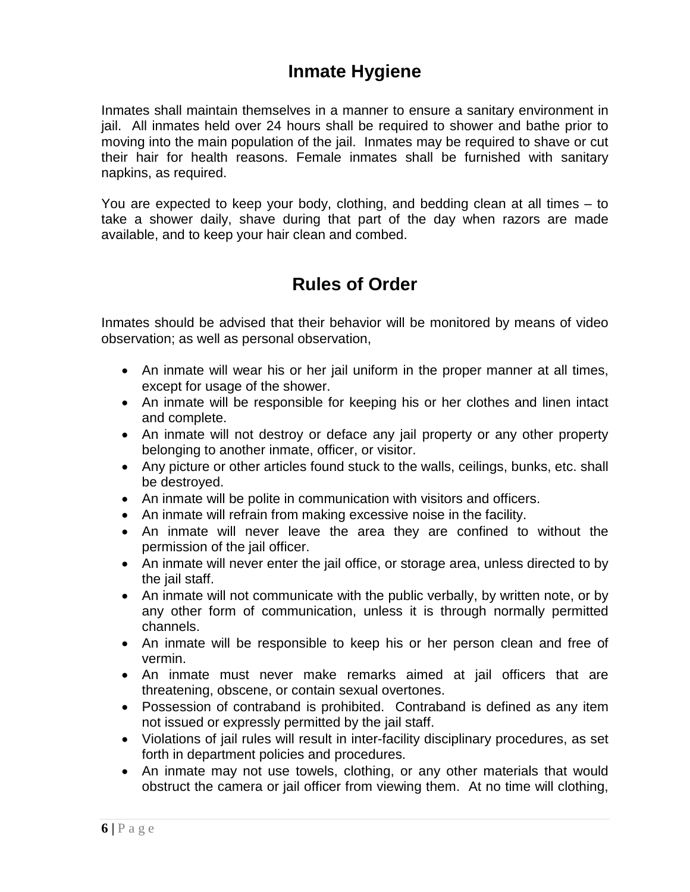## Inmate Hygiene

Inmates shall maintain themselves in a manner to ensure a sanitary environment in jail. All inmates held over 24 hours shall be required to shower and bathe prior to moving into the main population of the jail. Inmates may be required to shave or cut their hair for health reasons. Female inmates shall be furnished with sanitary napkins, as required.

You are expected to keep your body, clothing, and bedding clean at all times – to take a shower daily, shave during that part of the day when razors are made available, and to keep your hair clean and combed.

## Rules of Order

Inmates should be advised that their behavior will be monitored by means of video observation; as well as personal observation,

- An inmate will wear his or her jail uniform in the proper manner at all times, except for usage of the shower.
- An inmate will be responsible for keeping his or her clothes and linen intact and complete.
- An inmate will not destroy or deface any jail property or any other property belonging to another inmate, officer, or visitor.
- Any picture or other articles found stuck to the walls, ceilings, bunks, etc. shall be destroyed.
- An inmate will be polite in communication with visitors and officers.
- An inmate will refrain from making excessive noise in the facility.
- An inmate will never leave the area they are confined to without the permission of the jail officer.
- An inmate will never enter the jail office, or storage area, unless directed to by the jail staff.
- An inmate will not communicate with the public verbally, by written note, or by any other form of communication, unless it is through normally permitted channels.
- An inmate will be responsible to keep his or her person clean and free of vermin.
- An inmate must never make remarks aimed at jail officers that are threatening, obscene, or contain sexual overtones.
- Possession of contraband is prohibited. Contraband is defined as any item not issued or expressly permitted by the jail staff.
- Violations of jail rules will result in inter-facility disciplinary procedures, as set forth in department policies and procedures.
- An inmate may not use towels, clothing, or any other materials that would obstruct the camera or jail officer from viewing them. At no time will clothing,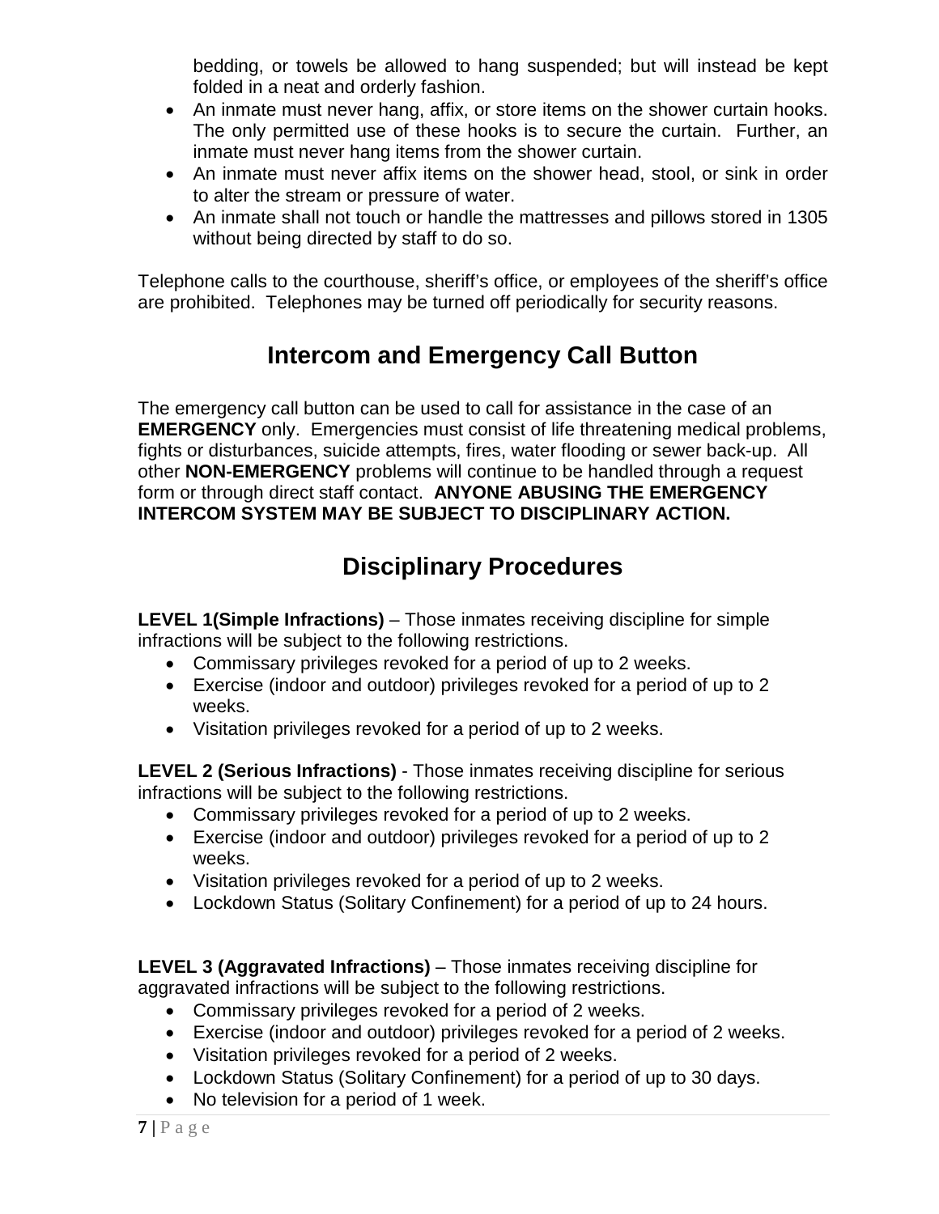bedding, or towels be allowed to hang suspended; but will instead be kept folded in a neat and orderly fashion.

- An inmate must never hang, affix, or store items on the shower curtain hooks. The only permitted use of these hooks is to secure the curtain. Further, an inmate must never hang items from the shower curtain.
- An inmate must never affix items on the shower head, stool, or sink in order to alter the stream or pressure of water.
- An inmate shall not touch or handle the mattresses and pillows stored in 1305 without being directed by staff to do so.

Telephone calls to the courthouse, sheriff's office, or employees of the sheriff's office are prohibited. Telephones may be turned off periodically for security reasons.

## Intercom and Emergency Call Button

The emergency call button can be used to call for assistance in the case of an **EMERGENCY** only. Emergencies must consist of life threatening medical problems, fights or disturbances, suicide attempts, fires, water flooding or sewer back-up. All other **NON-EMERGENCY** problems will continue to be handled through a request form or through direct staff contact. **ANYONE ABUSING THE EMERGENCY INTERCOM SYSTEM MAY BE SUBJECT TO DISCIPLINARY ACTION.**

## Disciplinary Procedures

**LEVEL 1(Simple Infractions)** – Those inmates receiving discipline for simple infractions will be subject to the following restrictions.

- Commissary privileges revoked for a period of up to 2 weeks.
- Exercise (indoor and outdoor) privileges revoked for a period of up to 2 weeks.
- Visitation privileges revoked for a period of up to 2 weeks.

**LEVEL 2 (Serious Infractions)** - Those inmates receiving discipline for serious infractions will be subject to the following restrictions.

- Commissary privileges revoked for a period of up to 2 weeks.
- Exercise (indoor and outdoor) privileges revoked for a period of up to 2 weeks.
- Visitation privileges revoked for a period of up to 2 weeks.
- Lockdown Status (Solitary Confinement) for a period of up to 24 hours.

**LEVEL 3 (Aggravated Infractions)** – Those inmates receiving discipline for aggravated infractions will be subject to the following restrictions.

- Commissary privileges revoked for a period of 2 weeks.
- Exercise (indoor and outdoor) privileges revoked for a period of 2 weeks.
- Visitation privileges revoked for a period of 2 weeks.
- Lockdown Status (Solitary Confinement) for a period of up to 30 days.
- No television for a period of 1 week.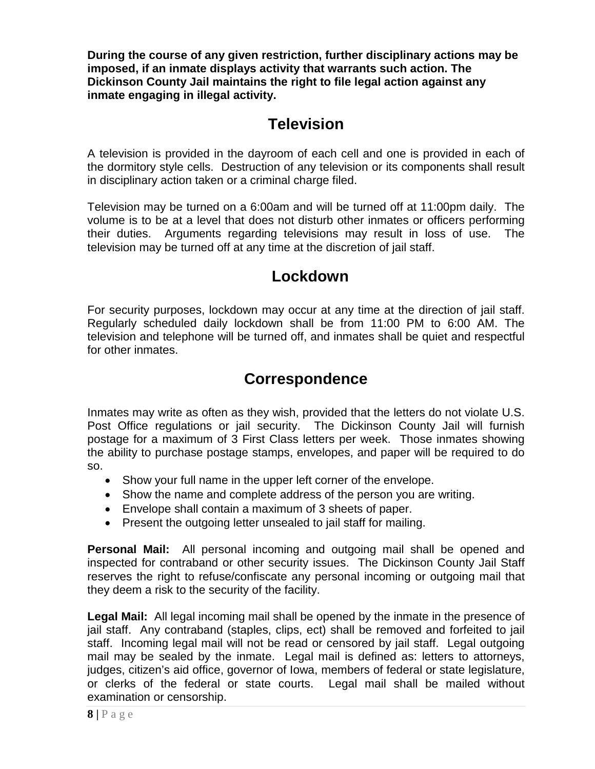**During the course of any given restriction, further disciplinary actions may be imposed, if an inmate displays activity that warrants such action. The Dickinson County Jail maintains the right to file legal action against any inmate engaging in illegal activity.**

## Television

A television is provided in the dayroom of each cell and one is provided in each of the dormitory style cells. Destruction of any television or its components shall result in disciplinary action taken or a criminal charge filed.

Television may be turned on a 6:00am and will be turned off at 11:00pm daily. The volume is to be at a level that does not disturb other inmates or officers performing their duties. Arguments regarding televisions may result in loss of use. The television may be turned off at any time at the discretion of jail staff.

## Lockdown

For security purposes, lockdown may occur at any time at the direction of jail staff. Regularly scheduled daily lockdown shall be from 11:00 PM to 6:00 AM. The television and telephone will be turned off, and inmates shall be quiet and respectful for other inmates.

## Correspondence

Inmates may write as often as they wish, provided that the letters do not violate U.S. Post Office regulations or jail security. The Dickinson County Jail will furnish postage for a maximum of 3 First Class letters per week. Those inmates showing the ability to purchase postage stamps, envelopes, and paper will be required to do so.

- Show your full name in the upper left corner of the envelope.
- Show the name and complete address of the person you are writing.
- Envelope shall contain a maximum of 3 sheets of paper.
- Present the outgoing letter unsealed to jail staff for mailing.

**Personal Mail:** All personal incoming and outgoing mail shall be opened and inspected for contraband or other security issues. The Dickinson County Jail Staff reserves the right to refuse/confiscate any personal incoming or outgoing mail that they deem a risk to the security of the facility.

**Legal Mail:** All legal incoming mail shall be opened by the inmate in the presence of jail staff. Any contraband (staples, clips, ect) shall be removed and forfeited to jail staff. Incoming legal mail will not be read or censored by jail staff. Legal outgoing mail may be sealed by the inmate. Legal mail is defined as: letters to attorneys, judges, citizen's aid office, governor of Iowa, members of federal or state legislature, or clerks of the federal or state courts. Legal mail shall be mailed without examination or censorship.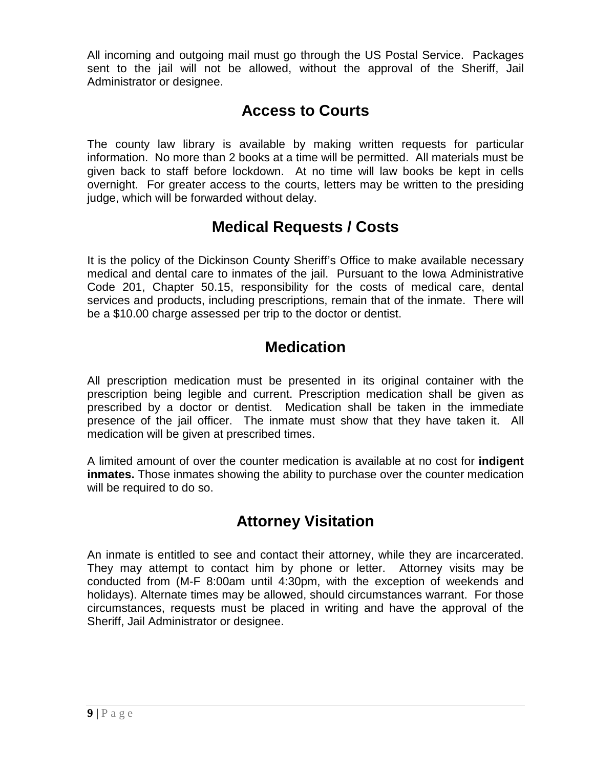All incoming and outgoing mail must go through the US Postal Service. Packages sent to the jail will not be allowed, without the approval of the Sheriff, Jail Administrator or designee.

## Access to Courts

The county law library is available by making written requests for particular information. No more than 2 books at a time will be permitted. All materials must be given back to staff before lockdown. At no time will law books be kept in cells overnight. For greater access to the courts, letters may be written to the presiding judge, which will be forwarded without delay.

## Medical Requests / Costs

It is the policy of the Dickinson County Sheriff's Office to make available necessary medical and dental care to inmates of the jail. Pursuant to the Iowa Administrative Code 201, Chapter 50.15, responsibility for the costs of medical care, dental services and products, including prescriptions, remain that of the inmate. There will be a $10.00 charge assessed per trip to the doctor or dentist.

## Medication

All prescription medication must be presented in its original container with the prescription being legible and current. Prescription medication shall be given as prescribed by a doctor or dentist. Medication shall be taken in the immediate presence of the jail officer. The inmate must show that they have taken it. All medication will be given at prescribed times.

A limited amount of over the counter medication is available at no cost for **indigent inmates.** Those inmates showing the ability to purchase over the counter medication will be required to do so.

## Attorney Visitation

An inmate is entitled to see and contact their attorney, while they are incarcerated. They may attempt to contact him by phone or letter. Attorney visits may be conducted from (M-F 8:00am until 4:30pm, with the exception of weekends and holidays). Alternate times may be allowed, should circumstances warrant. For those circumstances, requests must be placed in writing and have the approval of the Sheriff, Jail Administrator or designee.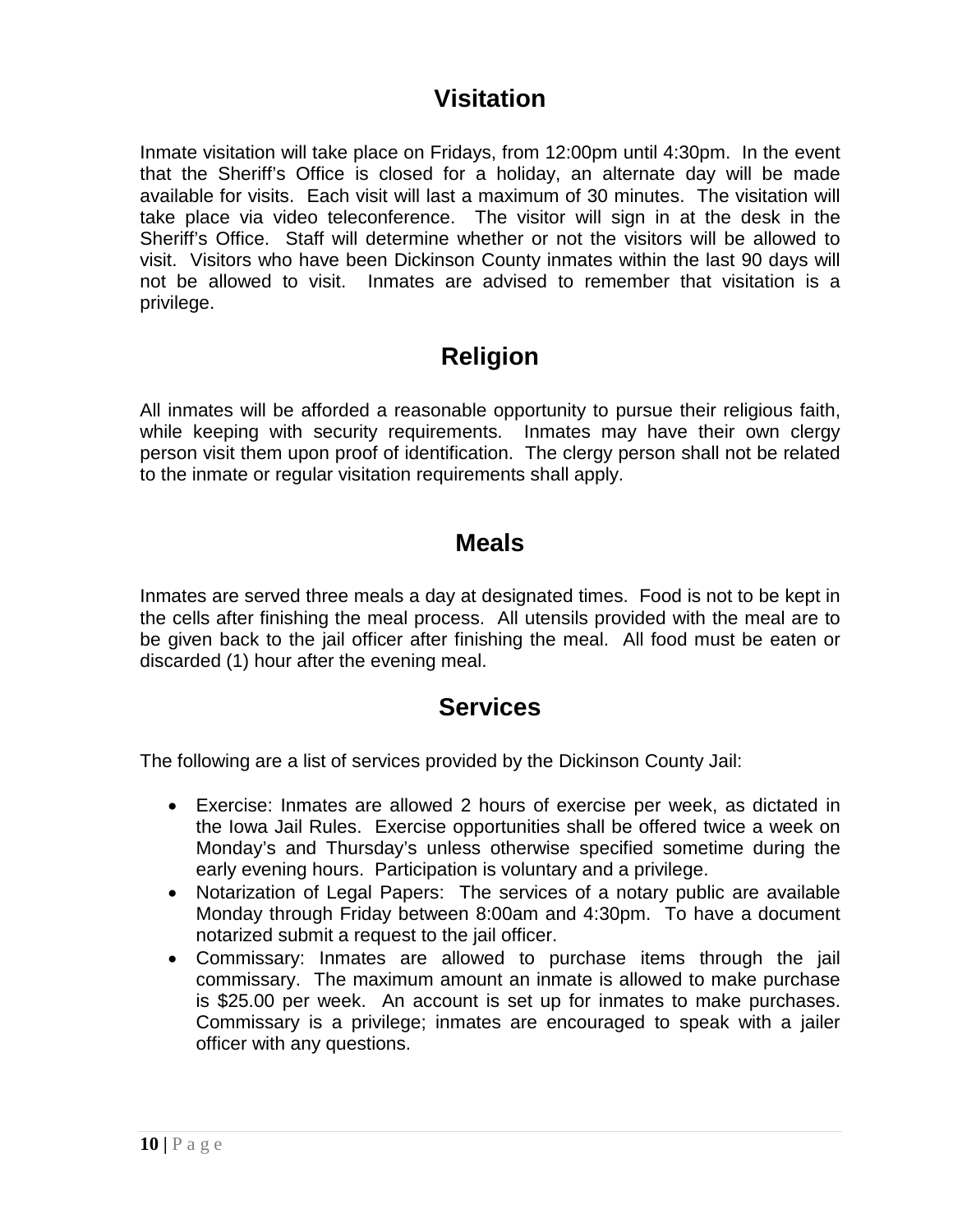## Visitation

Inmate visitation will take place on Fridays, from 12:00pm until 4:30pm. In the event that the Sheriff's Office is closed for a holiday, an alternate day will be made available for visits. Each visit will last a maximum of 30 minutes. The visitation will take place via video teleconference. The visitor will sign in at the desk in the Sheriff's Office. Staff will determine whether or not the visitors will be allowed to visit. Visitors who have been Dickinson County inmates within the last 90 days will not be allowed to visit. Inmates are advised to remember that visitation is a privilege.

## Religion

All inmates will be afforded a reasonable opportunity to pursue their religious faith, while keeping with security requirements. Inmates may have their own clergy person visit them upon proof of identification. The clergy person shall not be related to the inmate or regular visitation requirements shall apply.

## Meals

Inmates are served three meals a day at designated times. Food is not to be kept in the cells after finishing the meal process. All utensils provided with the meal are to be given back to the jail officer after finishing the meal. All food must be eaten or discarded (1) hour after the evening meal.

## Services

The following are a list of services provided by the Dickinson County Jail:

- Exercise: Inmates are allowed 2 hours of exercise per week, as dictated in the Iowa Jail Rules. Exercise opportunities shall be offered twice a week on Monday's and Thursday's unless otherwise specified sometime during the early evening hours. Participation is voluntary and a privilege.
- Notarization of Legal Papers: The services of a notary public are available Monday through Friday between 8:00am and 4:30pm. To have a document notarized submit a request to the jail officer.
- Commissary: Inmates are allowed to purchase items through the jail commissary. The maximum amount an inmate is allowed to make purchase is $25.00 per week. An account is set up for inmates to make purchases. Commissary is a privilege; inmates are encouraged to speak with a jailer officer with any questions.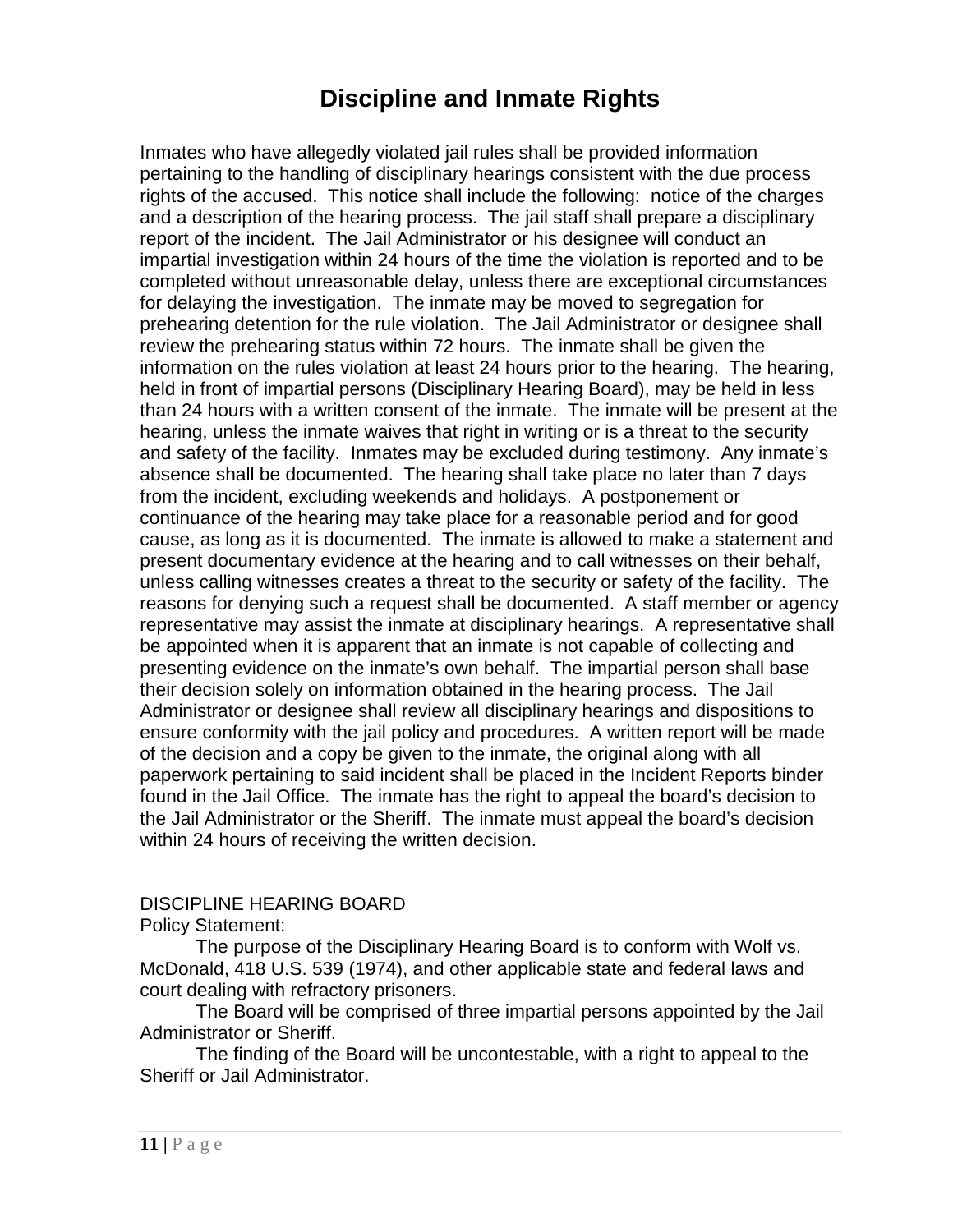# Discipline and Inmate Rights

Inmates who have allegedly violated jail rules shall be provided information pertaining to the handling of disciplinary hearings consistent with the due process rights of the accused. This notice shall include the following: notice of the charges and a description of the hearing process. The jail staff shall prepare a disciplinary report of the incident. The Jail Administrator or his designee will conduct an impartial investigation within 24 hours of the time the violation is reported and to be completed without unreasonable delay, unless there are exceptional circumstances for delaying the investigation. The inmate may be moved to segregation for prehearing detention for the rule violation. The Jail Administrator or designee shall review the prehearing status within 72 hours. The inmate shall be given the information on the rules violation at least 24 hours prior to the hearing. The hearing, held in front of impartial persons (Disciplinary Hearing Board), may be held in less than 24 hours with a written consent of the inmate. The inmate will be present at the hearing, unless the inmate waives that right in writing or is a threat to the security and safety of the facility. Inmates may be excluded during testimony. Any inmate's absence shall be documented. The hearing shall take place no later than 7 days from the incident, excluding weekends and holidays. A postponement or continuance of the hearing may take place for a reasonable period and for good cause, as long as it is documented. The inmate is allowed to make a statement and present documentary evidence at the hearing and to call witnesses on their behalf, unless calling witnesses creates a threat to the security or safety of the facility. The reasons for denying such a request shall be documented. A staff member or agency representative may assist the inmate at disciplinary hearings. A representative shall be appointed when it is apparent that an inmate is not capable of collecting and presenting evidence on the inmate's own behalf. The impartial person shall base their decision solely on information obtained in the hearing process. The Jail Administrator or designee shall review all disciplinary hearings and dispositions to ensure conformity with the jail policy and procedures. A written report will be made of the decision and a copy be given to the inmate, the original along with all paperwork pertaining to said incident shall be placed in the Incident Reports binder found in the Jail Office. The inmate has the right to appeal the board's decision to the Jail Administrator or the Sheriff. The inmate must appeal the board's decision within 24 hours of receiving the written decision.

DISCIPLINE HEARING BOARD

Policy Statement:

The purpose of the Disciplinary Hearing Board is to conform with Wolf vs. McDonald, 418 U.S. 539 (1974), and other applicable state and federal laws and court dealing with refractory prisoners.

The Board will be comprised of three impartial persons appointed by the Jail Administrator or Sheriff.

The finding of the Board will be uncontestable, with a right to appeal to the Sheriff or Jail Administrator.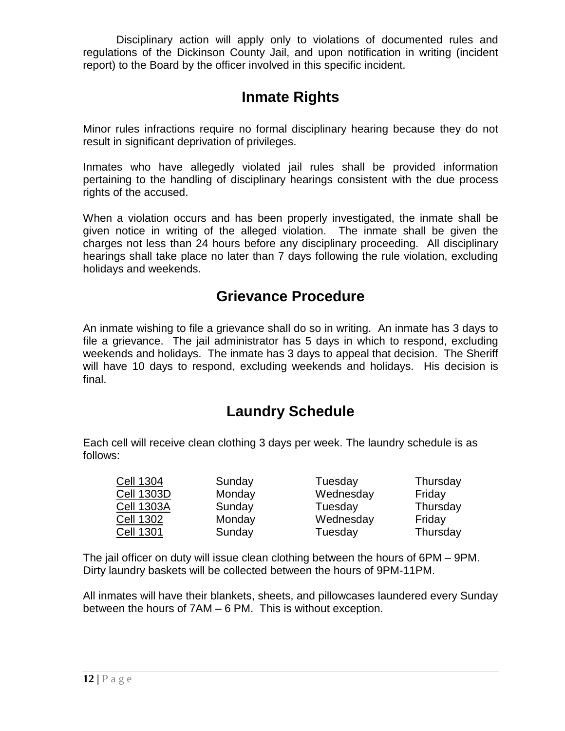Disciplinary action will apply only to violations of documented rules and regulations of the Dickinson County Jail, and upon notification in writing (incident report) to the Board by the officer involved in this specific incident.

## Inmate Rights

Minor rules infractions require no formal disciplinary hearing because they do not result in significant deprivation of privileges.

Inmates who have allegedly violated jail rules shall be provided information pertaining to the handling of disciplinary hearings consistent with the due process rights of the accused.

When a violation occurs and has been properly investigated, the inmate shall be given notice in writing of the alleged violation. The inmate shall be given the charges not less than 24 hours before any disciplinary proceeding. All disciplinary hearings shall take place no later than 7 days following the rule violation, excluding holidays and weekends.

## Grievance Procedure

An inmate wishing to file a grievance shall do so in writing. An inmate has 3 days to file a grievance. The jail administrator has 5 days in which to respond, excluding weekends and holidays. The inmate has 3 days to appeal that decision. The Sheriff will have 10 days to respond, excluding weekends and holidays. His decision is final.

## Laundry Schedule

Each cell will receive clean clothing 3 days per week. The laundry schedule is as follows:

| | | | |
|---|---|---|---|
| Cell 1304 | Sunday | Tuesday | Thursday |
| Cell 1303D | Monday | Wednesday | Friday |
| Cell 1303A | Sunday | Tuesday | Thursday |
| Cell 1302 | Monday | Wednesday | Friday |
| Cell 1301 | Sunday | Tuesday | Thursday |

The jail officer on duty will issue clean clothing between the hours of 6PM – 9PM. Dirty laundry baskets will be collected between the hours of 9PM-11PM.

All inmates will have their blankets, sheets, and pillowcases laundered every Sunday between the hours of 7AM – 6 PM. This is without exception.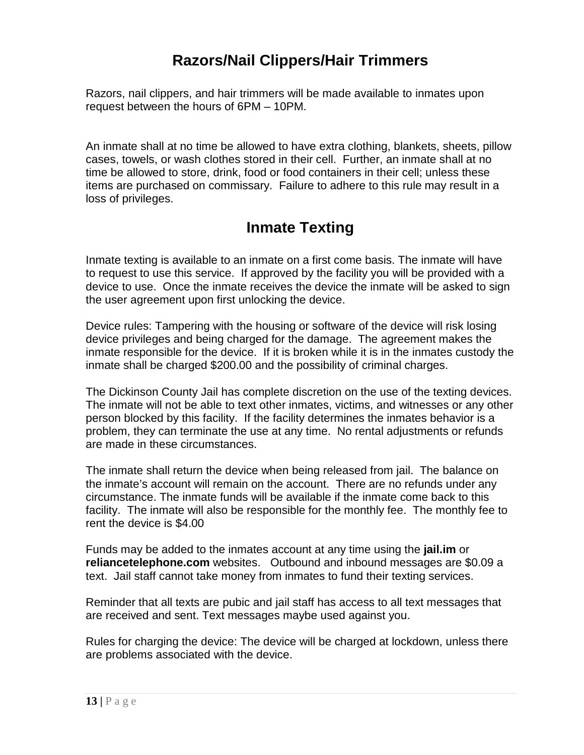## Razors/Nail Clippers/Hair Trimmers

Razors, nail clippers, and hair trimmers will be made available to inmates upon request between the hours of 6PM – 10PM.

An inmate shall at no time be allowed to have extra clothing, blankets, sheets, pillow cases, towels, or wash clothes stored in their cell. Further, an inmate shall at no time be allowed to store, drink, food or food containers in their cell; unless these items are purchased on commissary. Failure to adhere to this rule may result in a loss of privileges.

## Inmate Texting

Inmate texting is available to an inmate on a first come basis. The inmate will have to request to use this service. If approved by the facility you will be provided with a device to use. Once the inmate receives the device the inmate will be asked to sign the user agreement upon first unlocking the device.

Device rules: Tampering with the housing or software of the device will risk losing device privileges and being charged for the damage. The agreement makes the inmate responsible for the device. If it is broken while it is in the inmates custody the inmate shall be charged $200.00 and the possibility of criminal charges.

The Dickinson County Jail has complete discretion on the use of the texting devices. The inmate will not be able to text other inmates, victims, and witnesses or any other person blocked by this facility. If the facility determines the inmates behavior is a problem, they can terminate the use at any time. No rental adjustments or refunds are made in these circumstances.

The inmate shall return the device when being released from jail. The balance on the inmate's account will remain on the account. There are no refunds under any circumstance. The inmate funds will be available if the inmate come back to this facility. The inmate will also be responsible for the monthly fee. The monthly fee to rent the device is $4.00

Funds may be added to the inmates account at any time using the **jail.im** or **reliancetelephone.com** websites. Outbound and inbound messages are $0.09 a text. Jail staff cannot take money from inmates to fund their texting services.

Reminder that all texts are pubic and jail staff has access to all text messages that are received and sent. Text messages maybe used against you.

Rules for charging the device: The device will be charged at lockdown, unless there are problems associated with the device.